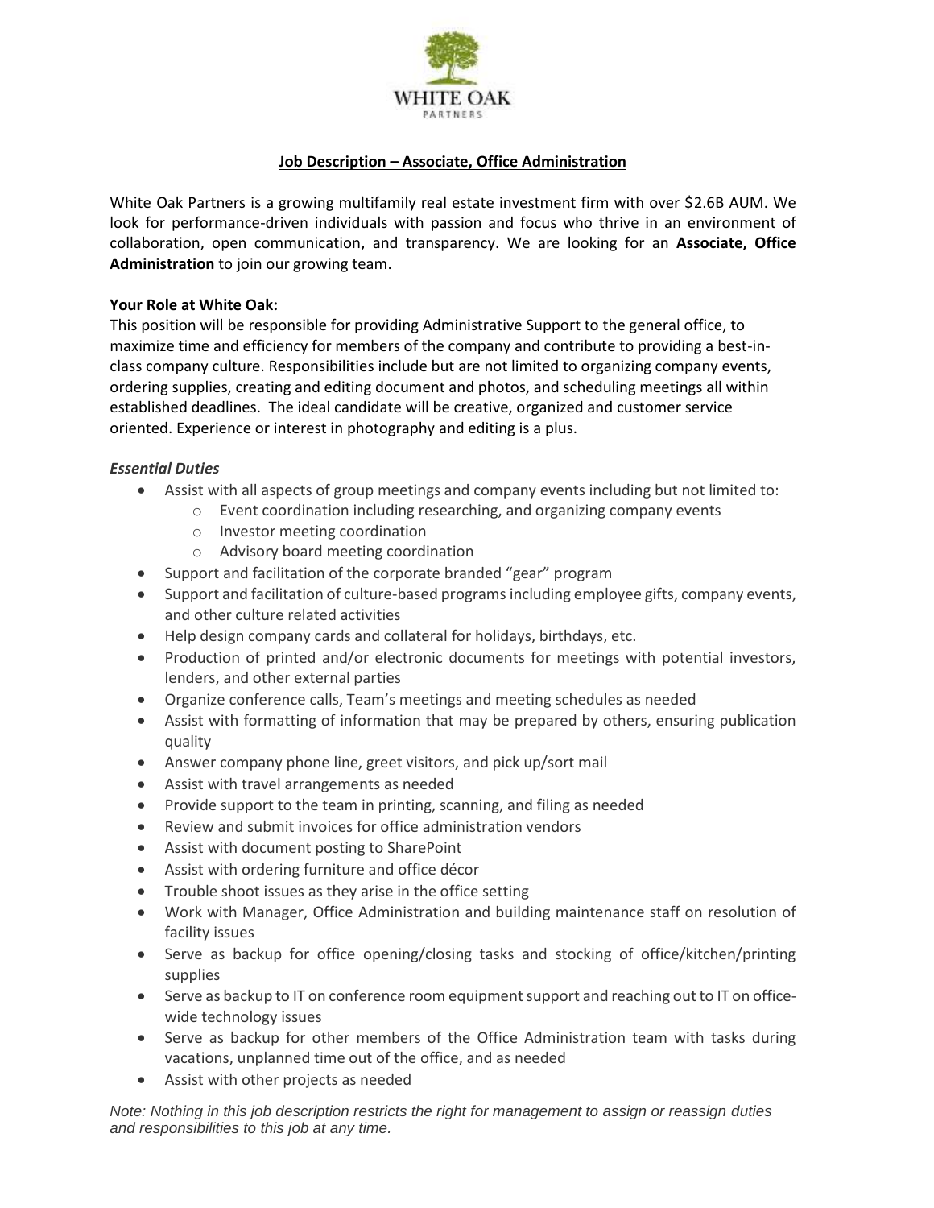WHITE OAK
PARTNERS

## Job Description – Associate, Office Administration

White Oak Partners is a growing multifamily real estate investment firm with over $2.6B AUM. We look for performance-driven individuals with passion and focus who thrive in an environment of collaboration, open communication, and transparency. We are looking for an **Associate, Office Administration** to join our growing team.

**Your Role at White Oak:**

This position will be responsible for providing Administrative Support to the general office, to maximize time and efficiency for members of the company and contribute to providing a best-in-class company culture. Responsibilities include but are not limited to organizing company events, ordering supplies, creating and editing document and photos, and scheduling meetings all within established deadlines. The ideal candidate will be creative, organized and customer service oriented. Experience or interest in photography and editing is a plus.

***Essential Duties***

- Assist with all aspects of group meetings and company events including but not limited to:
  - Event coordination including researching, and organizing company events
  - Investor meeting coordination
  - Advisory board meeting coordination
- Support and facilitation of the corporate branded "gear" program
- Support and facilitation of culture-based programs including employee gifts, company events, and other culture related activities
- Help design company cards and collateral for holidays, birthdays, etc.
- Production of printed and/or electronic documents for meetings with potential investors, lenders, and other external parties
- Organize conference calls, Team's meetings and meeting schedules as needed
- Assist with formatting of information that may be prepared by others, ensuring publication quality
- Answer company phone line, greet visitors, and pick up/sort mail
- Assist with travel arrangements as needed
- Provide support to the team in printing, scanning, and filing as needed
- Review and submit invoices for office administration vendors
- Assist with document posting to SharePoint
- Assist with ordering furniture and office décor
- Trouble shoot issues as they arise in the office setting
- Work with Manager, Office Administration and building maintenance staff on resolution of facility issues
- Serve as backup for office opening/closing tasks and stocking of office/kitchen/printing supplies
- Serve as backup to IT on conference room equipment support and reaching out to IT on office-wide technology issues
- Serve as backup for other members of the Office Administration team with tasks during vacations, unplanned time out of the office, and as needed
- Assist with other projects as needed

*Note: Nothing in this job description restricts the right for management to assign or reassign duties and responsibilities to this job at any time.*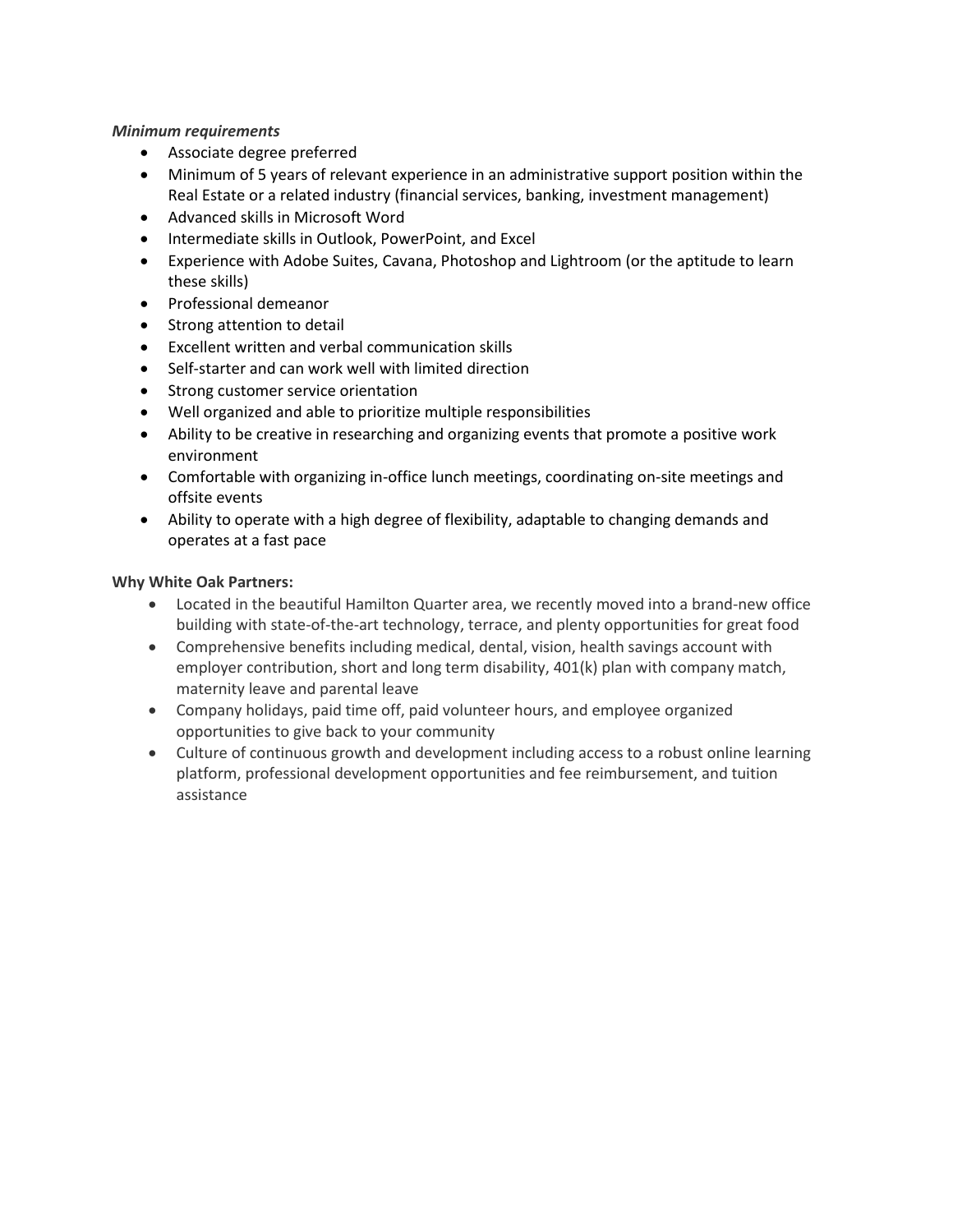***Minimum requirements***

- Associate degree preferred
- Minimum of 5 years of relevant experience in an administrative support position within the Real Estate or a related industry (financial services, banking, investment management)
- Advanced skills in Microsoft Word
- Intermediate skills in Outlook, PowerPoint, and Excel
- Experience with Adobe Suites, Cavana, Photoshop and Lightroom (or the aptitude to learn these skills)
- Professional demeanor
- Strong attention to detail
- Excellent written and verbal communication skills
- Self-starter and can work well with limited direction
- Strong customer service orientation
- Well organized and able to prioritize multiple responsibilities
- Ability to be creative in researching and organizing events that promote a positive work environment
- Comfortable with organizing in-office lunch meetings, coordinating on-site meetings and offsite events
- Ability to operate with a high degree of flexibility, adaptable to changing demands and operates at a fast pace

**Why White Oak Partners:**

- Located in the beautiful Hamilton Quarter area, we recently moved into a brand-new office building with state-of-the-art technology, terrace, and plenty opportunities for great food
- Comprehensive benefits including medical, dental, vision, health savings account with employer contribution, short and long term disability, 401(k) plan with company match, maternity leave and parental leave
- Company holidays, paid time off, paid volunteer hours, and employee organized opportunities to give back to your community
- Culture of continuous growth and development including access to a robust online learning platform, professional development opportunities and fee reimbursement, and tuition assistance